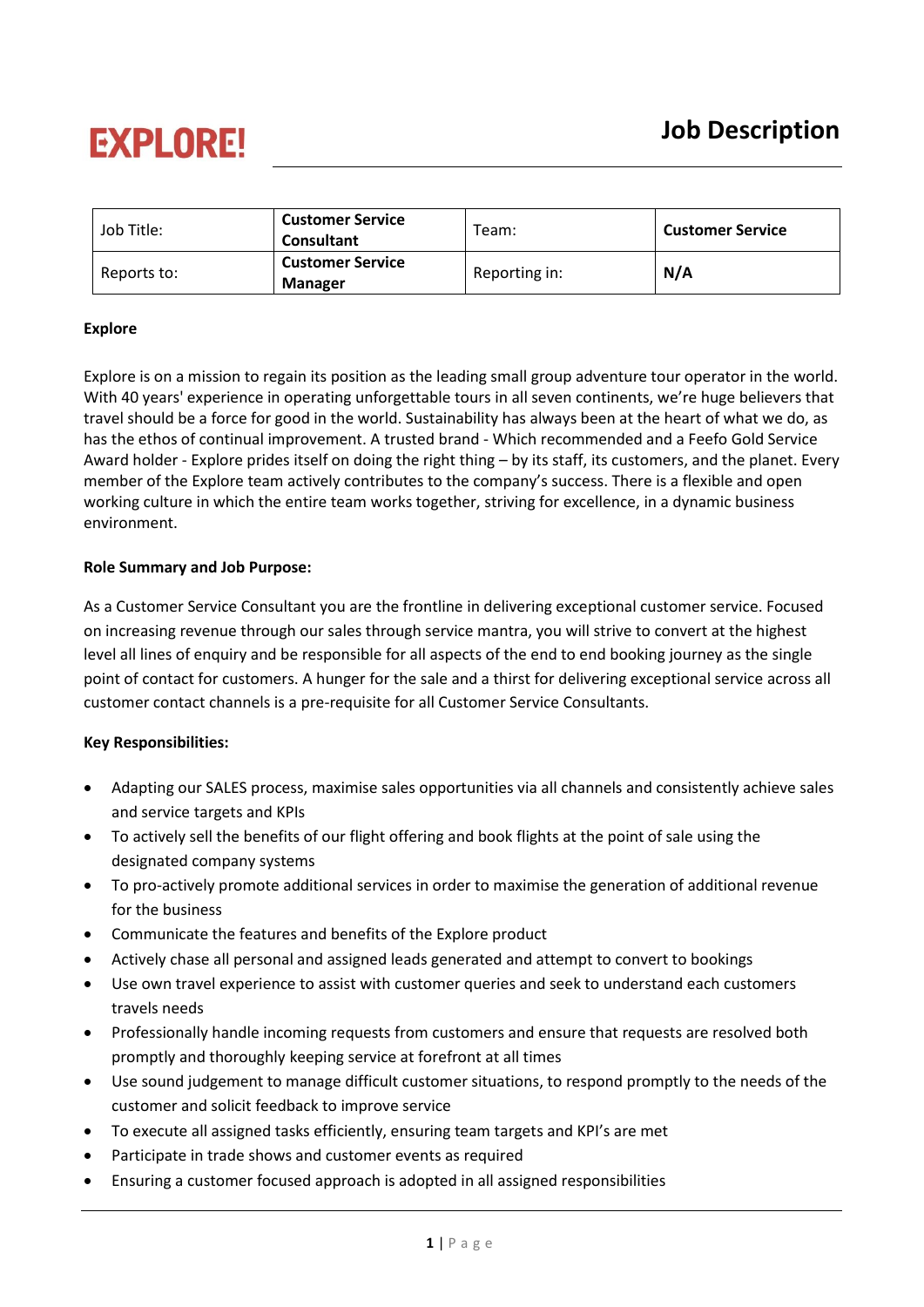**EXPLORE!**

# Job Description

| Job Title: | **Customer Service Consultant** | Team: | **Customer Service** |
|---|---|---|---|
| Reports to: | **Customer Service Manager** | Reporting in: | **N/A** |

**Explore**

Explore is on a mission to regain its position as the leading small group adventure tour operator in the world. With 40 years' experience in operating unforgettable tours in all seven continents, we're huge believers that travel should be a force for good in the world. Sustainability has always been at the heart of what we do, as has the ethos of continual improvement. A trusted brand - Which recommended and a Feefo Gold Service Award holder - Explore prides itself on doing the right thing – by its staff, its customers, and the planet. Every member of the Explore team actively contributes to the company's success. There is a flexible and open working culture in which the entire team works together, striving for excellence, in a dynamic business environment.

**Role Summary and Job Purpose:**

As a Customer Service Consultant you are the frontline in delivering exceptional customer service. Focused on increasing revenue through our sales through service mantra, you will strive to convert at the highest level all lines of enquiry and be responsible for all aspects of the end to end booking journey as the single point of contact for customers. A hunger for the sale and a thirst for delivering exceptional service across all customer contact channels is a pre-requisite for all Customer Service Consultants.

**Key Responsibilities:**

- Adapting our SALES process, maximise sales opportunities via all channels and consistently achieve sales and service targets and KPIs
- To actively sell the benefits of our flight offering and book flights at the point of sale using the designated company systems
- To pro-actively promote additional services in order to maximise the generation of additional revenue for the business
- Communicate the features and benefits of the Explore product
- Actively chase all personal and assigned leads generated and attempt to convert to bookings
- Use own travel experience to assist with customer queries and seek to understand each customers travels needs
- Professionally handle incoming requests from customers and ensure that requests are resolved both promptly and thoroughly keeping service at forefront at all times
- Use sound judgement to manage difficult customer situations, to respond promptly to the needs of the customer and solicit feedback to improve service
- To execute all assigned tasks efficiently, ensuring team targets and KPI's are met
- Participate in trade shows and customer events as required
- Ensuring a customer focused approach is adopted in all assigned responsibilities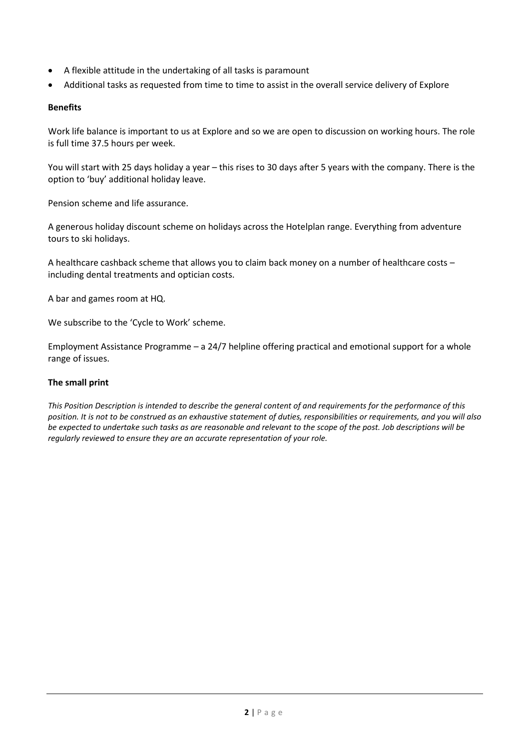- A flexible attitude in the undertaking of all tasks is paramount
- Additional tasks as requested from time to time to assist in the overall service delivery of Explore

**Benefits**

Work life balance is important to us at Explore and so we are open to discussion on working hours. The role is full time 37.5 hours per week.

You will start with 25 days holiday a year – this rises to 30 days after 5 years with the company. There is the option to 'buy' additional holiday leave.

Pension scheme and life assurance.

A generous holiday discount scheme on holidays across the Hotelplan range. Everything from adventure tours to ski holidays.

A healthcare cashback scheme that allows you to claim back money on a number of healthcare costs – including dental treatments and optician costs.

A bar and games room at HQ.

We subscribe to the 'Cycle to Work' scheme.

Employment Assistance Programme – a 24/7 helpline offering practical and emotional support for a whole range of issues.

**The small print**

*This Position Description is intended to describe the general content of and requirements for the performance of this position. It is not to be construed as an exhaustive statement of duties, responsibilities or requirements, and you will also be expected to undertake such tasks as are reasonable and relevant to the scope of the post. Job descriptions will be regularly reviewed to ensure they are an accurate representation of your role.*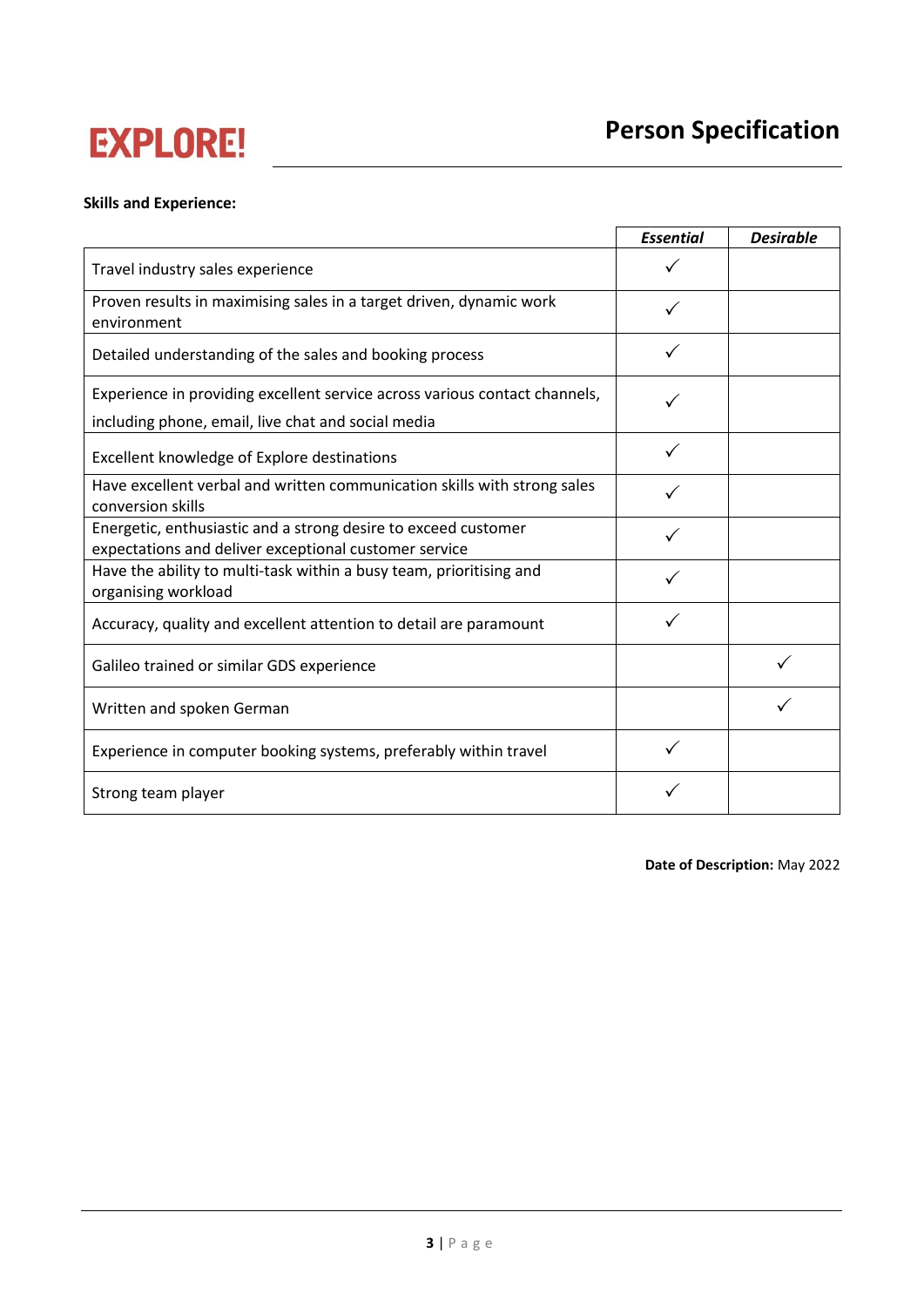**EXPLORE!**

# Person Specification

**Skills and Experience:**

| | *Essential* | *Desirable* |
|---|---|---|
| Travel industry sales experience | ✓ | |
| Proven results in maximising sales in a target driven, dynamic work environment | ✓ | |
| Detailed understanding of the sales and booking process | ✓ | |
| Experience in providing excellent service across various contact channels, including phone, email, live chat and social media | ✓ | |
| Excellent knowledge of Explore destinations | ✓ | |
| Have excellent verbal and written communication skills with strong sales conversion skills | ✓ | |
| Energetic, enthusiastic and a strong desire to exceed customer expectations and deliver exceptional customer service | ✓ | |
| Have the ability to multi-task within a busy team, prioritising and organising workload | ✓ | |
| Accuracy, quality and excellent attention to detail are paramount | ✓ | |
| Galileo trained or similar GDS experience | | ✓ |
| Written and spoken German | | ✓ |
| Experience in computer booking systems, preferably within travel | ✓ | |
| Strong team player | ✓ | |

**Date of Description:** May 2022